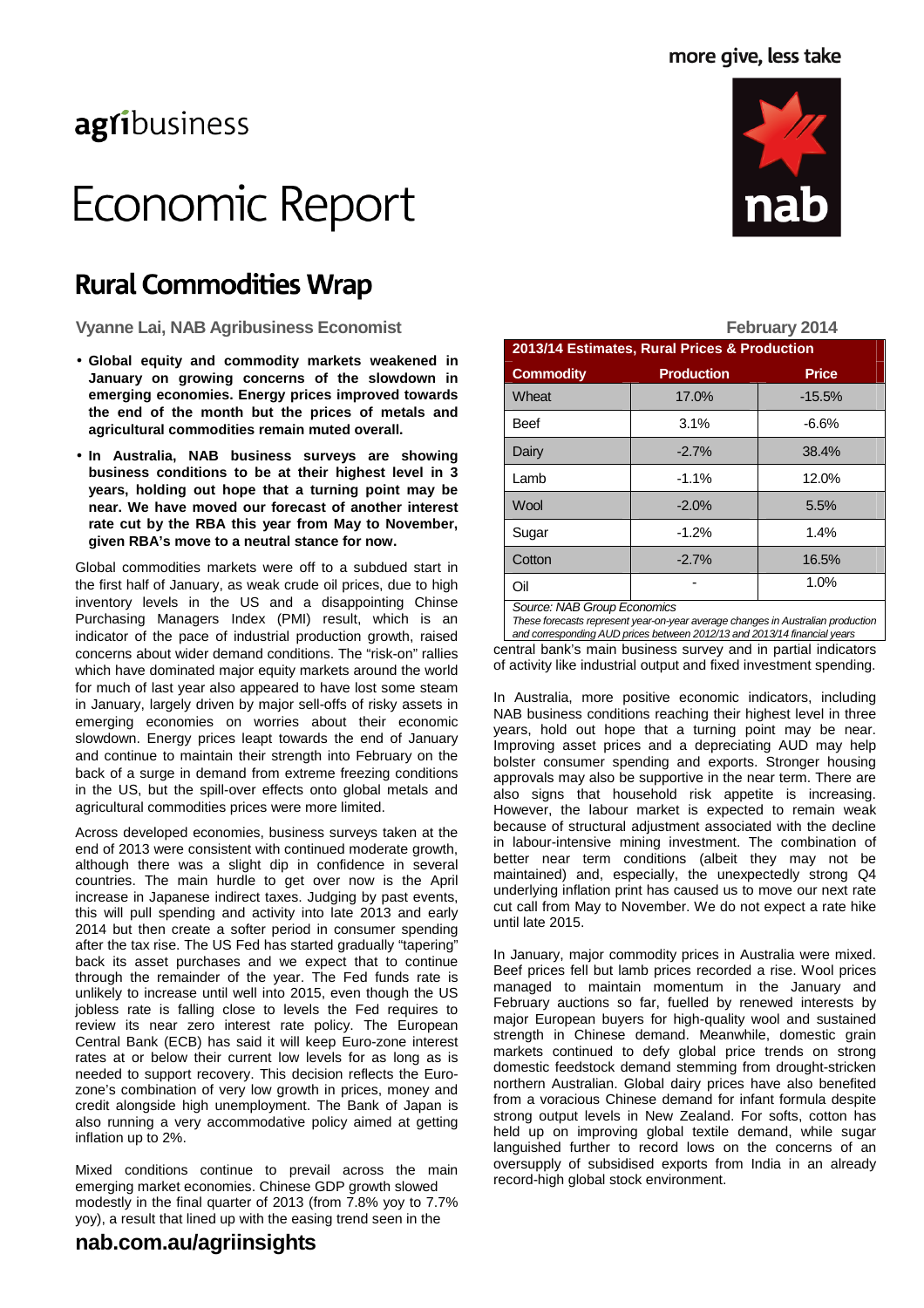more give, less take

agribusiness

# Economic Report

## Rural Commodities Wrap

**Vyanne Lai, NAB Agribusiness Economist**

**February 2014**

- **Global equity and commodity markets weakened in January on growing concerns of the slowdown in emerging economies. Energy prices improved towards the end of the month but the prices of metals and agricultural commodities remain muted overall.**
- **In Australia, NAB business surveys are showing business conditions to be at their highest level in 3 years, holding out hope that a turning point may be near. We have moved our forecast of another interest rate cut by the RBA this year from May to November, given RBA's move to a neutral stance for now.**

Global commodities markets were off to a subdued start in the first half of January, as weak crude oil prices, due to high inventory levels in the US and a disappointing Chinse Purchasing Managers Index (PMI) result, which is an indicator of the pace of industrial production growth, raised concerns about wider demand conditions. The "risk-on" rallies which have dominated major equity markets around the world for much of last year also appeared to have lost some steam in January, largely driven by major sell-offs of risky assets in emerging economies on worries about their economic slowdown. Energy prices leapt towards the end of January and continue to maintain their strength into February on the back of a surge in demand from extreme freezing conditions in the US, but the spill-over effects onto global metals and agricultural commodities prices were more limited.

Across developed economies, business surveys taken at the end of 2013 were consistent with continued moderate growth, although there was a slight dip in confidence in several countries. The main hurdle to get over now is the April increase in Japanese indirect taxes. Judging by past events, this will pull spending and activity into late 2013 and early 2014 but then create a softer period in consumer spending after the tax rise. The US Fed has started gradually "tapering" back its asset purchases and we expect that to continue through the remainder of the year. The Fed funds rate is unlikely to increase until well into 2015, even though the US jobless rate is falling close to levels the Fed requires to review its near zero interest rate policy. The European Central Bank (ECB) has said it will keep Euro-zone interest rates at or below their current low levels for as long as is needed to support recovery. This decision reflects the Euro-zone's combination of very low growth in prices, money and credit alongside high unemployment. The Bank of Japan is also running a very accommodative policy aimed at getting inflation up to 2%.

Mixed conditions continue to prevail across the main emerging market economies. Chinese GDP growth slowed modestly in the final quarter of 2013 (from 7.8% yoy to 7.7% yoy), a result that lined up with the easing trend seen in the central bank's main business survey and in partial indicators of activity like industrial output and fixed investment spending.

| 2013/14 Estimates, Rural Prices & Production | | |
|---|---|---|
| **Commodity** | **Production** | **Price** |
| Wheat | 17.0% | -15.5% |
| Beef | 3.1% | -6.6% |
| Dairy | -2.7% | 38.4% |
| Lamb | -1.1% | 12.0% |
| Wool | -2.0% | 5.5% |
| Sugar | -1.2% | 1.4% |
| Cotton | -2.7% | 16.5% |
| Oil | - | 1.0% |

*Source: NAB Group Economics*
*These forecasts represent year-on-year average changes in Australian production and corresponding AUD prices between 2012/13 and 2013/14 financial years*

In Australia, more positive economic indicators, including NAB business conditions reaching their highest level in three years, hold out hope that a turning point may be near. Improving asset prices and a depreciating AUD may help bolster consumer spending and exports. Stronger housing approvals may also be supportive in the near term. There are also signs that household risk appetite is increasing. However, the labour market is expected to remain weak because of structural adjustment associated with the decline in labour-intensive mining investment. The combination of better near term conditions (albeit they may not be maintained) and, especially, the unexpectedly strong Q4 underlying inflation print has caused us to move our next rate cut call from May to November. We do not expect a rate hike until late 2015.

In January, major commodity prices in Australia were mixed. Beef prices fell but lamb prices recorded a rise. Wool prices managed to maintain momentum in the January and February auctions so far, fuelled by renewed interests by major European buyers for high-quality wool and sustained strength in Chinese demand. Meanwhile, domestic grain markets continued to defy global price trends on strong domestic feedstock demand stemming from drought-stricken northern Australian. Global dairy prices have also benefited from a voracious Chinese demand for infant formula despite strong output levels in New Zealand. For softs, cotton has held up on improving global textile demand, while sugar languished further to record lows on the concerns of an oversupply of subsidised exports from India in an already record-high global stock environment.

**nab.com.au/agriinsights**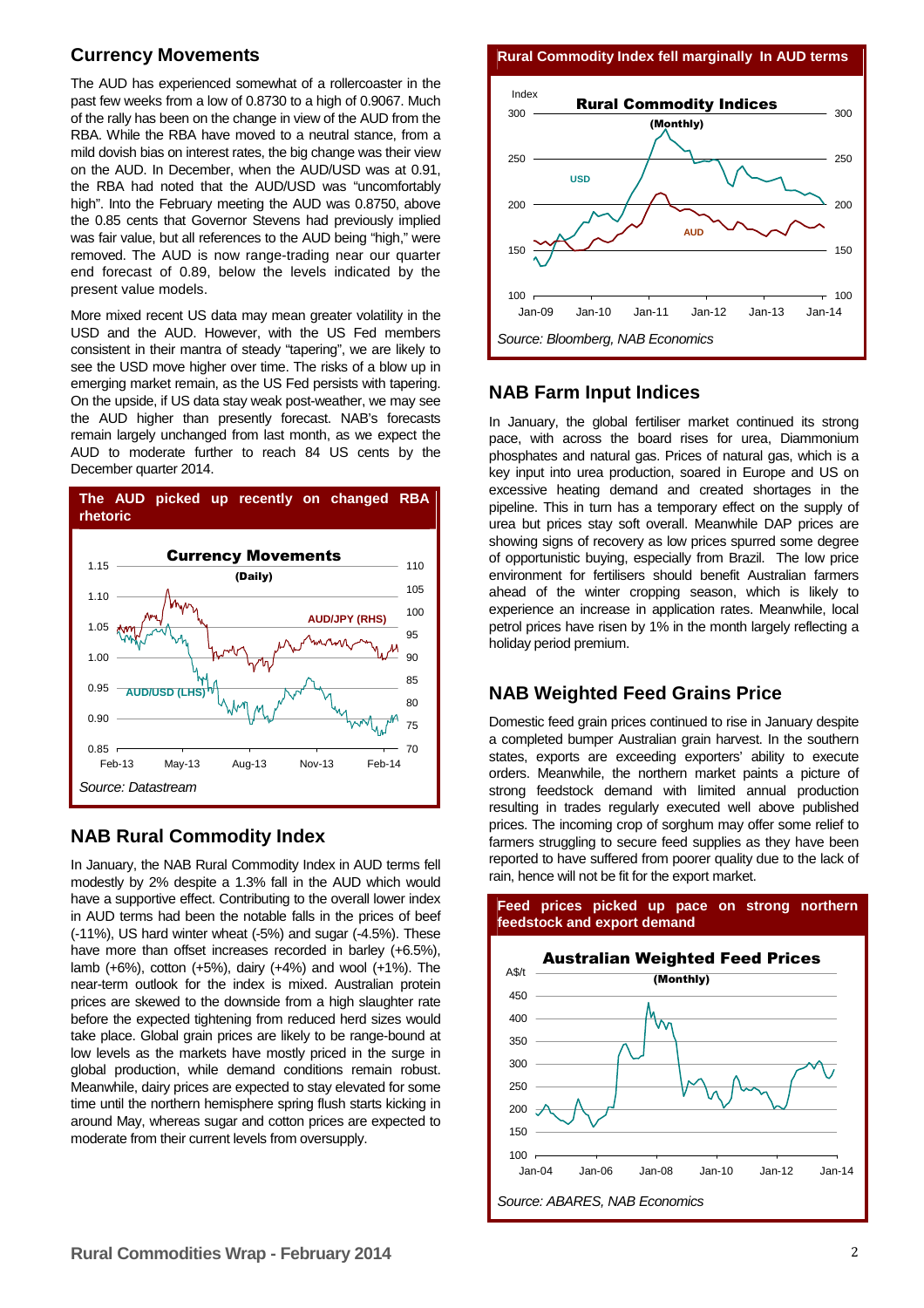## Currency Movements

The AUD has experienced somewhat of a rollercoaster in the past few weeks from a low of 0.8730 to a high of 0.9067. Much of the rally has been on the change in view of the AUD from the RBA. While the RBA have moved to a neutral stance, from a mild dovish bias on interest rates, the big change was their view on the AUD. In December, when the AUD/USD was at 0.91, the RBA had noted that the AUD/USD was "uncomfortably high". Into the February meeting the AUD was 0.8750, above the 0.85 cents that Governor Stevens had previously implied was fair value, but all references to the AUD being "high," were removed. The AUD is now range-trading near our quarter end forecast of 0.89, below the levels indicated by the present value models.

More mixed recent US data may mean greater volatility in the USD and the AUD. However, with the US Fed members consistent in their mantra of steady "tapering", we are likely to see the USD move higher over time. The risks of a blow up in emerging market remain, as the US Fed persists with tapering. On the upside, if US data stay weak post-weather, we may see the AUD higher than presently forecast. NAB's forecasts remain largely unchanged from last month, as we expect the AUD to moderate further to reach 84 US cents by the December quarter 2014.

**The AUD picked up recently on changed RBA rhetoric**

*Source: Datastream*

## NAB Rural Commodity Index

In January, the NAB Rural Commodity Index in AUD terms fell modestly by 2% despite a 1.3% fall in the AUD which would have a supportive effect. Contributing to the overall lower index in AUD terms had been the notable falls in the prices of beef (-11%), US hard winter wheat (-5%) and sugar (-4.5%). These have more than offset increases recorded in barley (+6.5%), lamb (+6%), cotton (+5%), dairy (+4%) and wool (+1%). The near-term outlook for the index is mixed. Australian protein prices are skewed to the downside from a high slaughter rate before the expected tightening from reduced herd sizes would take place. Global grain prices are likely to be range-bound at low levels as the markets have mostly priced in the surge in global production, while demand conditions remain robust. Meanwhile, dairy prices are expected to stay elevated for some time until the northern hemisphere spring flush starts kicking in around May, whereas sugar and cotton prices are expected to moderate from their current levels from oversupply.

**Rural Commodity Index fell marginally In AUD terms**

*Source: Bloomberg, NAB Economics*

## NAB Farm Input Indices

In January, the global fertiliser market continued its strong pace, with across the board rises for urea, Diammonium phosphates and natural gas. Prices of natural gas, which is a key input into urea production, soared in Europe and US on excessive heating demand and created shortages in the pipeline. This in turn has a temporary effect on the supply of urea but prices stay soft overall. Meanwhile DAP prices are showing signs of recovery as low prices spurred some degree of opportunistic buying, especially from Brazil. The low price environment for fertilisers should benefit Australian farmers ahead of the winter cropping season, which is likely to experience an increase in application rates. Meanwhile, local petrol prices have risen by 1% in the month largely reflecting a holiday period premium.

## NAB Weighted Feed Grains Price

Domestic feed grain prices continued to rise in January despite a completed bumper Australian grain harvest. In the southern states, exports are exceeding exporters' ability to execute orders. Meanwhile, the northern market paints a picture of strong feedstock demand with limited annual production resulting in trades regularly executed well above published prices. The incoming crop of sorghum may offer some relief to farmers struggling to secure feed supplies as they have been reported to have suffered from poorer quality due to the lack of rain, hence will not be fit for the export market.

**Feed prices picked up pace on strong northern feedstock and export demand**

*Source: ABARES, NAB Economics*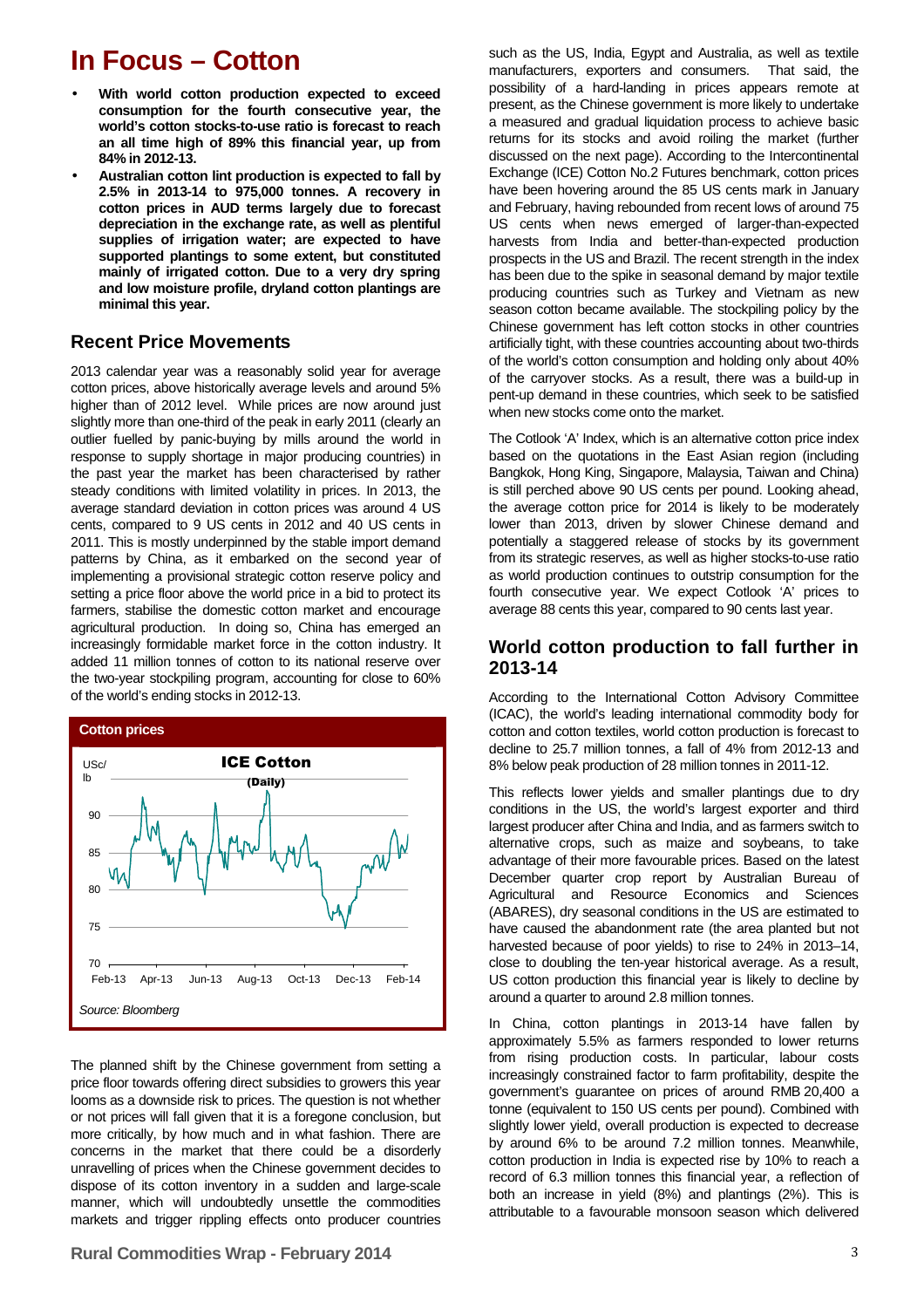# In Focus – Cotton

- **With world cotton production expected to exceed consumption for the fourth consecutive year, the world's cotton stocks-to-use ratio is forecast to reach an all time high of 89% this financial year, up from 84% in 2012-13.**
- **Australian cotton lint production is expected to fall by 2.5% in 2013-14 to 975,000 tonnes. A recovery in cotton prices in AUD terms largely due to forecast depreciation in the exchange rate, as well as plentiful supplies of irrigation water; are expected to have supported plantings to some extent, but constituted mainly of irrigated cotton. Due to a very dry spring and low moisture profile, dryland cotton plantings are minimal this year.**

## Recent Price Movements

2013 calendar year was a reasonably solid year for average cotton prices, above historically average levels and around 5% higher than of 2012 level. While prices are now around just slightly more than one-third of the peak in early 2011 (clearly an outlier fuelled by panic-buying by mills around the world in response to supply shortage in major producing countries) in the past year the market has been characterised by rather steady conditions with limited volatility in prices. In 2013, the average standard deviation in cotton prices was around 4 US cents, compared to 9 US cents in 2012 and 40 US cents in 2011. This is mostly underpinned by the stable import demand patterns by China, as it embarked on the second year of implementing a provisional strategic cotton reserve policy and setting a price floor above the world price in a bid to protect its farmers, stabilise the domestic cotton market and encourage agricultural production. In doing so, China has emerged an increasingly formidable market force in the cotton industry. It added 11 million tonnes of cotton to its national reserve over the two-year stockpiling program, accounting for close to 60% of the world's ending stocks in 2012-13.

**Cotton prices**

ICE Cotton (Daily)

Source: Bloomberg

The planned shift by the Chinese government from setting a price floor towards offering direct subsidies to growers this year looms as a downside risk to prices. The question is not whether or not prices will fall given that it is a foregone conclusion, but more critically, by how much and in what fashion. There are concerns in the market that there could be a disorderly unravelling of prices when the Chinese government decides to dispose of its cotton inventory in a sudden and large-scale manner, which will undoubtedly unsettle the commodities markets and trigger rippling effects onto producer countries such as the US, India, Egypt and Australia, as well as textile manufacturers, exporters and consumers. That said, the possibility of a hard-landing in prices appears remote at present, as the Chinese government is more likely to undertake a measured and gradual liquidation process to achieve basic returns for its stocks and avoid roiling the market (further discussed on the next page). According to the Intercontinental Exchange (ICE) Cotton No.2 Futures benchmark, cotton prices have been hovering around the 85 US cents mark in January and February, having rebounded from recent lows of around 75 US cents when news emerged of larger-than-expected harvests from India and better-than-expected production prospects in the US and Brazil. The recent strength in the index has been due to the spike in seasonal demand by major textile producing countries such as Turkey and Vietnam as new season cotton became available. The stockpiling policy by the Chinese government has left cotton stocks in other countries artificially tight, with these countries accounting about two-thirds of the world's cotton consumption and holding only about 40% of the carryover stocks. As a result, there was a build-up in pent-up demand in these countries, which seek to be satisfied when new stocks come onto the market.

The Cotlook 'A' Index, which is an alternative cotton price index based on the quotations in the East Asian region (including Bangkok, Hong Kong, Singapore, Malaysia, Taiwan and China) is still perched above 90 US cents per pound. Looking ahead, the average cotton price for 2014 is likely to be moderately lower than 2013, driven by slower Chinese demand and potentially a staggered release of stocks by its government from its strategic reserves, as well as higher stocks-to-use ratio as world production continues to outstrip consumption for the fourth consecutive year. We expect Cotlook 'A' prices to average 88 cents this year, compared to 90 cents last year.

## World cotton production to fall further in 2013-14

According to the International Cotton Advisory Committee (ICAC), the world's leading international commodity body for cotton and cotton textiles, world cotton production is forecast to decline to 25.7 million tonnes, a fall of 4% from 2012-13 and 8% below peak production of 28 million tonnes in 2011-12.

This reflects lower yields and smaller plantings due to dry conditions in the US, the world's largest exporter and third largest producer after China and India, and as farmers switch to alternative crops, such as maize and soybeans, to take advantage of their more favourable prices. Based on the latest December quarter crop report by Australian Bureau of Agricultural and Resource Economics and Sciences (ABARES), dry seasonal conditions in the US are estimated to have caused the abandonment rate (the area planted but not harvested because of poor yields) to rise to 24% in 2013–14, close to doubling the ten-year historical average. As a result, US cotton production this financial year is likely to decline by around a quarter to around 2.8 million tonnes.

In China, cotton plantings in 2013-14 have fallen by approximately 5.5% as farmers responded to lower returns from rising production costs. In particular, labour costs increasingly constrained factor to farm profitability, despite the government's guarantee on prices of around RMB 20,400 a tonne (equivalent to 150 US cents per pound). Combined with slightly lower yield, overall production is expected to decrease by around 6% to be around 7.2 million tonnes. Meanwhile, cotton production in India is expected rise by 10% to reach a record of 6.3 million tonnes this financial year, a reflection of both an increase in yield (8%) and plantings (2%). This is attributable to a favourable monsoon season which delivered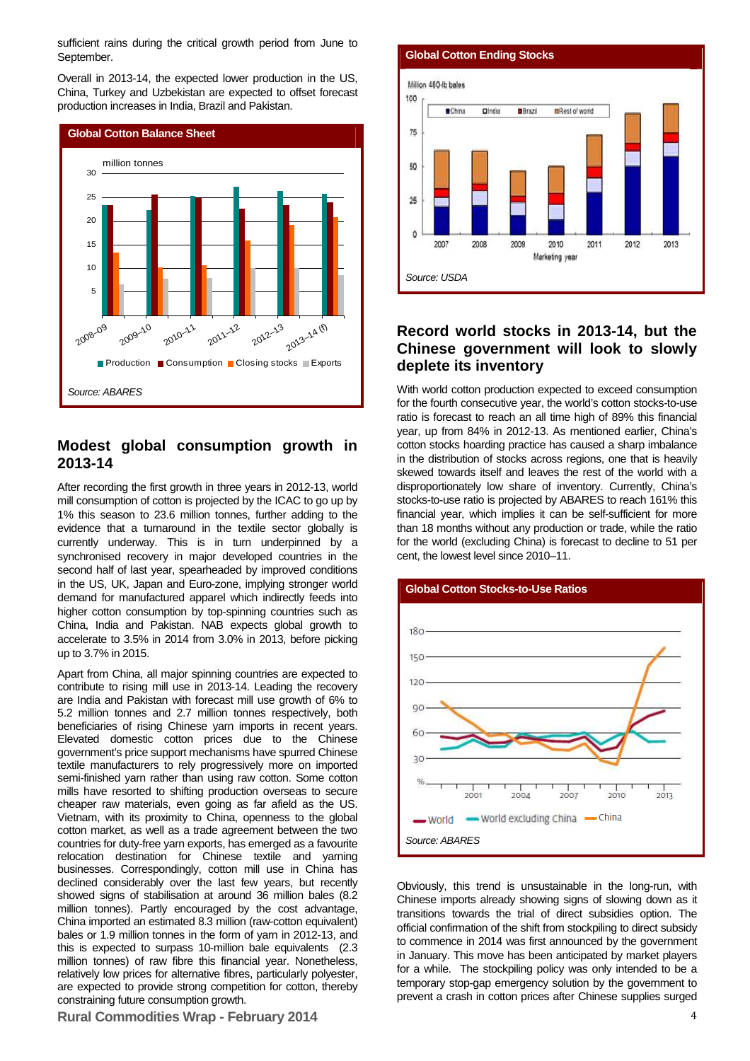sufficient rains during the critical growth period from June to September.

Overall in 2013-14, the expected lower production in the US, China, Turkey and Uzbekistan are expected to offset forecast production increases in India, Brazil and Pakistan.

**Global Cotton Balance Sheet**

Source: ABARES

## Modest global consumption growth in 2013-14

After recording the first growth in three years in 2012-13, world mill consumption of cotton is projected by the ICAC to go up by 1% this season to 23.6 million tonnes, further adding to the evidence that a turnaround in the textile sector globally is currently underway. This is in turn underpinned by a synchronised recovery in major developed countries in the second half of last year, spearheaded by improved conditions in the US, UK, Japan and Euro-zone, implying stronger world demand for manufactured apparel which indirectly feeds into higher cotton consumption by top-spinning countries such as China, India and Pakistan. NAB expects global growth to accelerate to 3.5% in 2014 from 3.0% in 2013, before picking up to 3.7% in 2015.

Apart from China, all major spinning countries are expected to contribute to rising mill use in 2013-14. Leading the recovery are India and Pakistan with forecast mill use growth of 6% to 5.2 million tonnes and 2.7 million tonnes respectively, both beneficiaries of rising Chinese yarn imports in recent years. Elevated domestic cotton prices due to the Chinese government's price support mechanisms have spurred Chinese textile manufacturers to rely progressively more on imported semi-finished yarn rather than using raw cotton. Some cotton mills have resorted to shifting production overseas to secure cheaper raw materials, even going as far afield as the US. Vietnam, with its proximity to China, openness to the global cotton market, as well as a trade agreement between the two countries for duty-free yarn exports, has emerged as a favourite relocation destination for Chinese textile and yarning businesses. Correspondingly, cotton mill use in China has declined considerably over the last few years, but recently showed signs of stabilisation at around 36 million bales (8.2 million tonnes). Partly encouraged by the cost advantage, China imported an estimated 8.3 million (raw-cotton equivalent) bales or 1.9 million tonnes in the form of yarn in 2012-13, and this is expected to surpass 10-million bale equivalents (2.3 million tonnes) of raw fibre this financial year. Nonetheless, relatively low prices for alternative fibres, particularly polyester, are expected to provide strong competition for cotton, thereby constraining future consumption growth.

**Global Cotton Ending Stocks**

Source: USDA

## Record world stocks in 2013-14, but the Chinese government will look to slowly deplete its inventory

With world cotton production expected to exceed consumption for the fourth consecutive year, the world's cotton stocks-to-use ratio is forecast to reach an all time high of 89% this financial year, up from 84% in 2012-13. As mentioned earlier, China's cotton stocks hoarding practice has caused a sharp imbalance in the distribution of stocks across regions, one that is heavily skewed towards itself and leaves the rest of the world with a disproportionately low share of inventory. Currently, China's stocks-to-use ratio is projected by ABARES to reach 161% this financial year, which implies it can be self-sufficient for more than 18 months without any production or trade, while the ratio for the world (excluding China) is forecast to decline to 51 per cent, the lowest level since 2010–11.

**Global Cotton Stocks-to-Use Ratios**

Source: ABARES

Obviously, this trend is unsustainable in the long-run, with Chinese imports already showing signs of slowing down as it transitions towards the trial of direct subsidies option. The official confirmation of the shift from stockpiling to direct subsidy to commence in 2014 was first announced by the government in January. This move has been anticipated by market players for a while. The stockpiling policy was only intended to be a temporary stop-gap emergency solution by the government to prevent a crash in cotton prices after Chinese supplies surged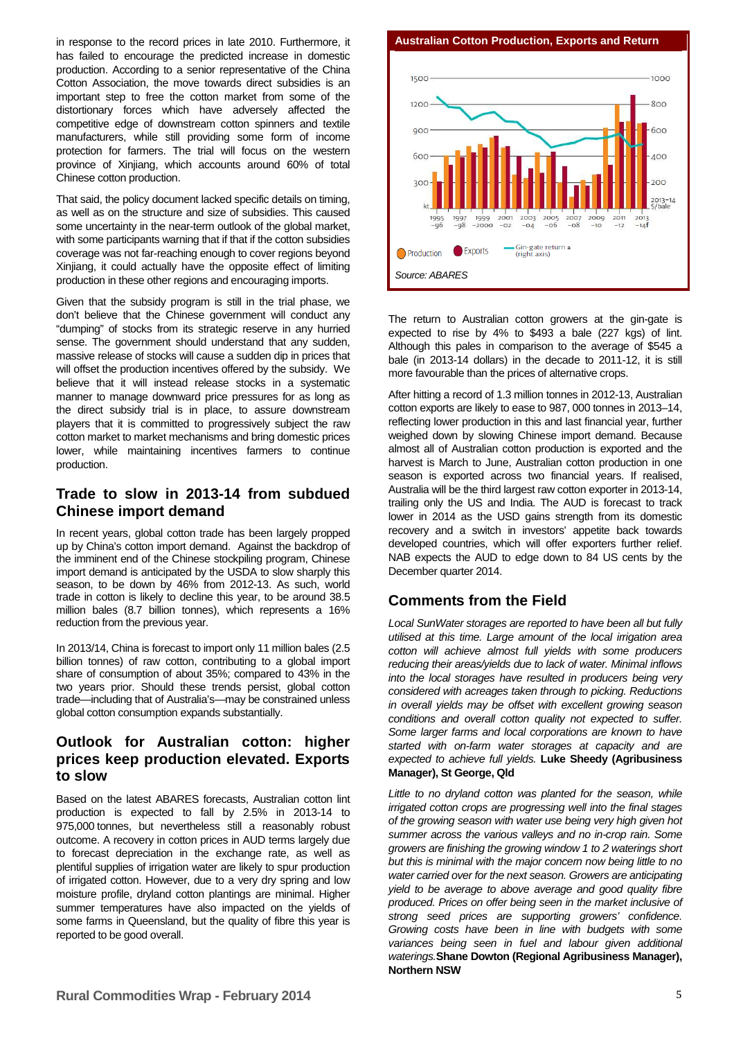in response to the record prices in late 2010. Furthermore, it has failed to encourage the predicted increase in domestic production. According to a senior representative of the China Cotton Association, the move towards direct subsidies is an important step to free the cotton market from some of the distortionary forces which have adversely affected the competitive edge of downstream cotton spinners and textile manufacturers, while still providing some form of income protection for farmers. The trial will focus on the western province of Xinjiang, which accounts around 60% of total Chinese cotton production.

That said, the policy document lacked specific details on timing, as well as on the structure and size of subsidies. This caused some uncertainty in the near-term outlook of the global market, with some participants warning that if that if the cotton subsidies coverage was not far-reaching enough to cover regions beyond Xinjiang, it could actually have the opposite effect of limiting production in these other regions and encouraging imports.

Given that the subsidy program is still in the trial phase, we don't believe that the Chinese government will conduct any "dumping" of stocks from its strategic reserve in any hurried sense. The government should understand that any sudden, massive release of stocks will cause a sudden dip in prices that will offset the production incentives offered by the subsidy. We believe that it will instead release stocks in a systematic manner to manage downward price pressures for as long as the direct subsidy trial is in place, to assure downstream players that it is committed to progressively subject the raw cotton market to market mechanisms and bring domestic prices lower, while maintaining incentives farmers to continue production.

## Trade to slow in 2013-14 from subdued Chinese import demand

In recent years, global cotton trade has been largely propped up by China's cotton import demand. Against the backdrop of the imminent end of the Chinese stockpiling program, Chinese import demand is anticipated by the USDA to slow sharply this season, to be down by 46% from 2012-13. As such, world trade in cotton is likely to decline this year, to be around 38.5 million bales (8.7 billion tonnes), which represents a 16% reduction from the previous year.

In 2013/14, China is forecast to import only 11 million bales (2.5 billion tonnes) of raw cotton, contributing to a global import share of consumption of about 35%; compared to 43% in the two years prior. Should these trends persist, global cotton trade—including that of Australia's—may be constrained unless global cotton consumption expands substantially.

## Outlook for Australian cotton: higher prices keep production elevated. Exports to slow

Based on the latest ABARES forecasts, Australian cotton lint production is expected to fall by 2.5% in 2013-14 to 975,000 tonnes, but nevertheless still a reasonably robust outcome. A recovery in cotton prices in AUD terms largely due to forecast depreciation in the exchange rate, as well as plentiful supplies of irrigation water are likely to spur production of irrigated cotton. However, due to a very dry spring and low moisture profile, dryland cotton plantings are minimal. Higher summer temperatures have also impacted on the yields of some farms in Queensland, but the quality of fibre this year is reported to be good overall.

**Australian Cotton Production, Exports and Return**

Source: ABARES

The return to Australian cotton growers at the gin-gate is expected to rise by 4% to $493 a bale (227 kgs) of lint. Although this pales in comparison to the average of $545 a bale (in 2013-14 dollars) in the decade to 2011-12, it is still more favourable than the prices of alternative crops.

After hitting a record of 1.3 million tonnes in 2012-13, Australian cotton exports are likely to ease to 987, 000 tonnes in 2013–14, reflecting lower production in this and last financial year, further weighed down by slowing Chinese import demand. Because almost all of Australian cotton production is exported and the harvest is March to June, Australian cotton production in one season is exported across two financial years. If realised, Australia will be the third largest raw cotton exporter in 2013-14, trailing only the US and India. The AUD is forecast to track lower in 2014 as the USD gains strength from its domestic recovery and a switch in investors' appetite back towards developed countries, which will offer exporters further relief. NAB expects the AUD to edge down to 84 US cents by the December quarter 2014.

## Comments from the Field

*Local SunWater storages are reported to have been all but fully utilised at this time. Large amount of the local irrigation area cotton will achieve almost full yields with some producers reducing their areas/yields due to lack of water. Minimal inflows into the local storages have resulted in producers being very considered with acreages taken through to picking. Reductions in overall yields may be offset with excellent growing season conditions and overall cotton quality not expected to suffer. Some larger farms and local corporations are known to have started with on-farm water storages at capacity and are expected to achieve full yields.* **Luke Sheedy (Agribusiness Manager), St George, Qld**

*Little to no dryland cotton was planted for the season, while irrigated cotton crops are progressing well into the final stages of the growing season with water use being very high given hot summer across the various valleys and no in-crop rain. Some growers are finishing the growing window 1 to 2 waterings short but this is minimal with the major concern now being little to no water carried over for the next season. Growers are anticipating yield to be average to above average and good quality fibre produced. Prices on offer being seen in the market inclusive of strong seed prices are supporting growers' confidence. Growing costs have been in line with budgets with some variances being seen in fuel and labour given additional waterings.* **Shane Dowton (Regional Agribusiness Manager), Northern NSW**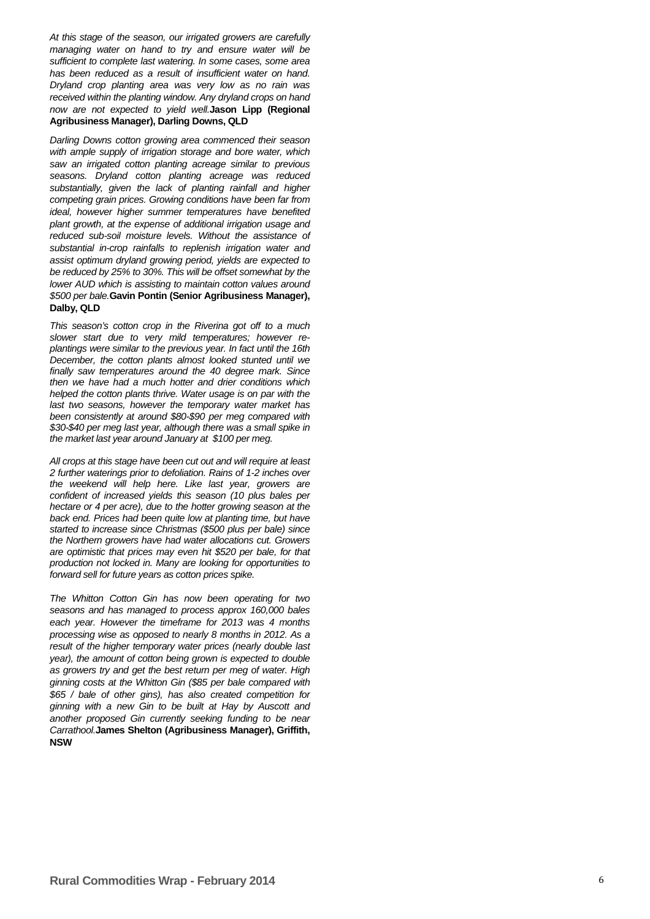*At this stage of the season, our irrigated growers are carefully managing water on hand to try and ensure water will be sufficient to complete last watering. In some cases, some area has been reduced as a result of insufficient water on hand. Dryland crop planting area was very low as no rain was received within the planting window. Any dryland crops on hand now are not expected to yield well.* **Jason Lipp (Regional Agribusiness Manager), Darling Downs, QLD**

*Darling Downs cotton growing area commenced their season with ample supply of irrigation storage and bore water, which saw an irrigated cotton planting acreage similar to previous seasons. Dryland cotton planting acreage was reduced substantially, given the lack of planting rainfall and higher competing grain prices. Growing conditions have been far from ideal, however higher summer temperatures have benefited plant growth, at the expense of additional irrigation usage and reduced sub-soil moisture levels. Without the assistance of substantial in-crop rainfalls to replenish irrigation water and assist optimum dryland growing period, yields are expected to be reduced by 25% to 30%. This will be offset somewhat by the lower AUD which is assisting to maintain cotton values around $500 per bale.* **Gavin Pontin (Senior Agribusiness Manager), Dalby, QLD**

*This season's cotton crop in the Riverina got off to a much slower start due to very mild temperatures; however re-plantings were similar to the previous year. In fact until the 16th December, the cotton plants almost looked stunted until we finally saw temperatures around the 40 degree mark. Since then we have had a much hotter and drier conditions which helped the cotton plants thrive. Water usage is on par with the last two seasons, however the temporary water market has been consistently at around $80-$90 per meg compared with $30-$40 per meg last year, although there was a small spike in the market last year around January at $100 per meg.*

*All crops at this stage have been cut out and will require at least 2 further waterings prior to defoliation. Rains of 1-2 inches over the weekend will help here. Like last year, growers are confident of increased yields this season (10 plus bales per hectare or 4 per acre), due to the hotter growing season at the back end. Prices had been quite low at planting time, but have started to increase since Christmas ($500 plus per bale) since the Northern growers have had water allocations cut. Growers are optimistic that prices may even hit $520 per bale, for that production not locked in. Many are looking for opportunities to forward sell for future years as cotton prices spike.*

*The Whitton Cotton Gin has now been operating for two seasons and has managed to process approx 160,000 bales each year. However the timeframe for 2013 was 4 months processing wise as opposed to nearly 8 months in 2012. As a result of the higher temporary water prices (nearly double last year), the amount of cotton being grown is expected to double as growers try and get the best return per meg of water. High ginning costs at the Whitton Gin ($85 per bale compared with $65 / bale of other gins), has also created competition for ginning with a new Gin to be built at Hay by Auscott and another proposed Gin currently seeking funding to be near Carrathool.* **James Shelton (Agribusiness Manager), Griffith, NSW**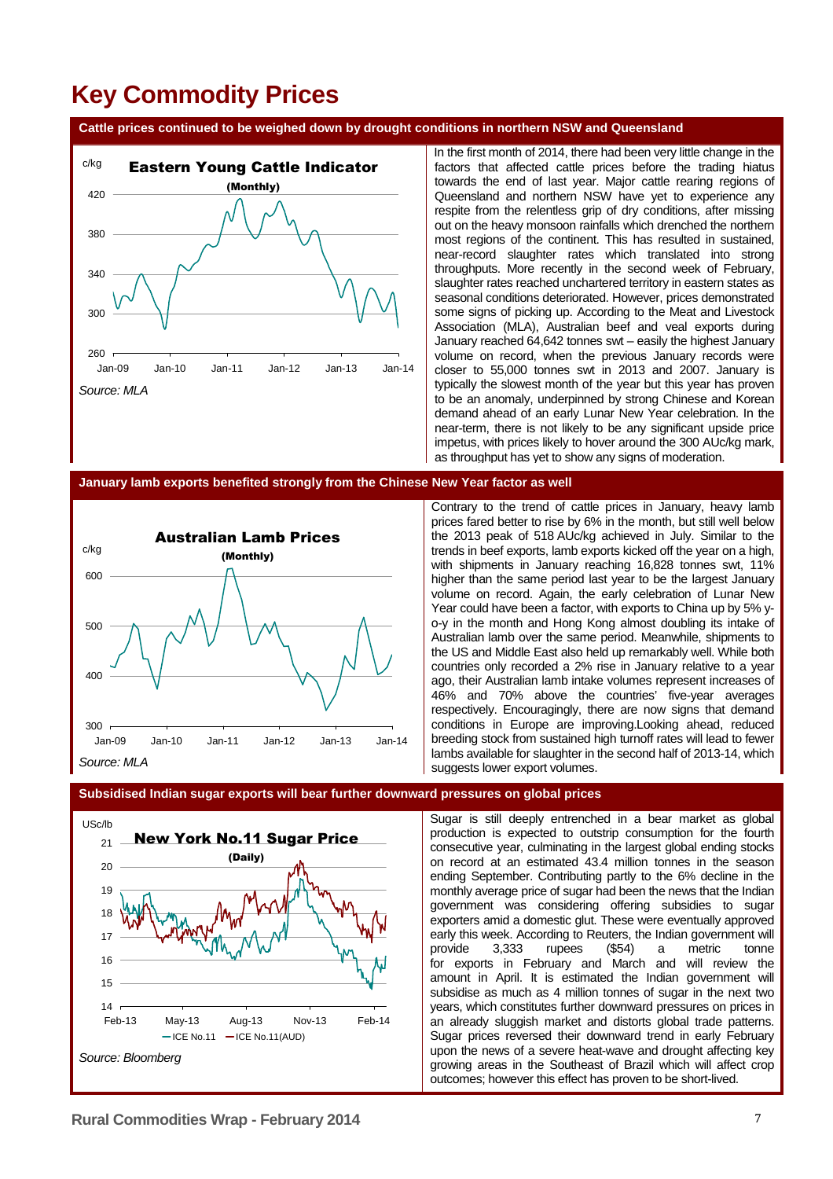# Key Commodity Prices

## Cattle prices continued to be weighed down by drought conditions in northern NSW and Queensland

**Eastern Young Cattle Indicator** (Monthly)

*Source: MLA*

In the first month of 2014, there had been very little change in the factors that affected cattle prices before the trading hiatus towards the end of last year. Major cattle rearing regions of Queensland and northern NSW have yet to experience any respite from the relentless grip of dry conditions, after missing out on the heavy monsoon rainfalls which drenched the northern most regions of the continent. This has resulted in sustained, near-record slaughter rates which translated into strong throughputs. More recently in the second week of February, slaughter rates reached unchartered territory in eastern states as seasonal conditions deteriorated. However, prices demonstrated some signs of picking up. According to the Meat and Livestock Association (MLA), Australian beef and veal exports during January reached 64,642 tonnes swt – easily the highest January volume on record, when the previous January records were closer to 55,000 tonnes swt in 2013 and 2007. January is typically the slowest month of the year but this year has proven to be an anomaly, underpinned by strong Chinese and Korean demand ahead of an early Lunar New Year celebration. In the near-term, there is not likely to be any significant upside price impetus, with prices likely to hover around the 300 AUc/kg mark, as throughput has yet to show any signs of moderation.

## January lamb exports benefited strongly from the Chinese New Year factor as well

**Australian Lamb Prices** (Monthly)

*Source: MLA*

Contrary to the trend of cattle prices in January, heavy lamb prices fared better to rise by 6% in the month, but still well below the 2013 peak of 518 AUc/kg achieved in July. Similar to the trends in beef exports, lamb exports kicked off the year on a high, with shipments in January reaching 16,828 tonnes swt, 11% higher than the same period last year to be the largest January volume on record. Again, the early celebration of Lunar New Year could have been a factor, with exports to China up by 5% y-o-y in the month and Hong Kong almost doubling its intake of Australian lamb over the same period. Meanwhile, shipments to the US and Middle East also held up remarkably well. While both countries only recorded a 2% rise in January relative to a year ago, their Australian lamb intake volumes represent increases of 46% and 70% above the countries' five-year averages respectively. Encouragingly, there are now signs that demand conditions in Europe are improving.Looking ahead, reduced breeding stock from sustained high turnoff rates will lead to fewer lambs available for slaughter in the second half of 2013-14, which suggests lower export volumes.

## Subsidised Indian sugar exports will bear further downward pressures on global prices

**New York No.11 Sugar Price** (Daily)

*Source: Bloomberg*

Sugar is still deeply entrenched in a bear market as global production is expected to outstrip consumption for the fourth consecutive year, culminating in the largest global ending stocks on record at an estimated 43.4 million tonnes in the season ending September. Contributing partly to the 6% decline in the monthly average price of sugar had been the news that the Indian government was considering offering subsidies to sugar exporters amid a domestic glut. These were eventually approved early this week. According to Reuters, the Indian government will provide 3,333 rupees ($54) a metric tonne for exports in February and March and will review the amount in April. It is estimated the Indian government will subsidise as much as 4 million tonnes of sugar in the next two years, which constitutes further downward pressures on prices in an already sluggish market and distorts global trade patterns. Sugar prices reversed their downward trend in early February upon the news of a severe heat-wave and drought affecting key growing areas in the Southeast of Brazil which will affect crop outcomes; however this effect has proven to be short-lived.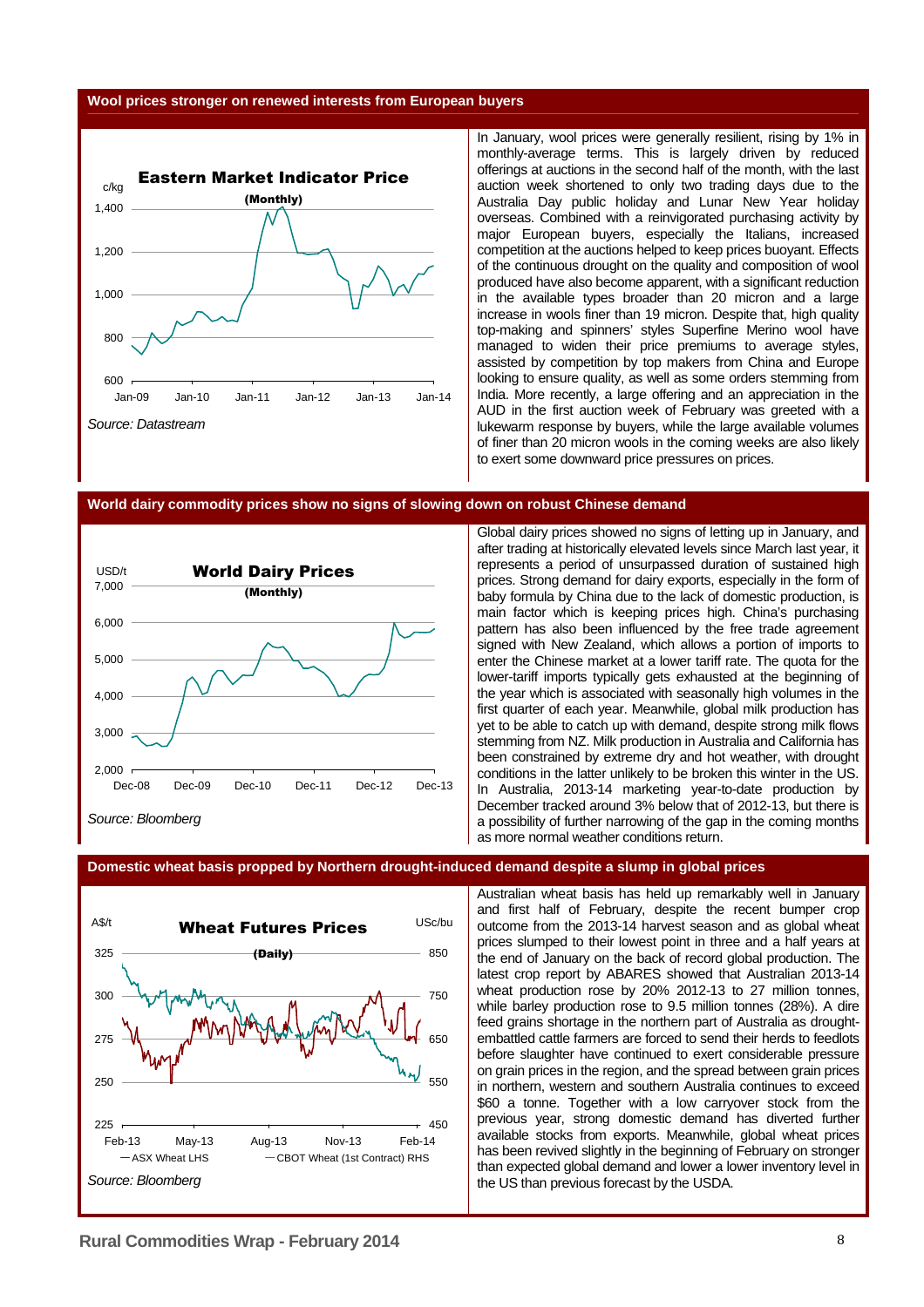## Wool prices stronger on renewed interests from European buyers

**Eastern Market Indicator Price**

**(Monthly)**

Source: Datastream

In January, wool prices were generally resilient, rising by 1% in monthly-average terms. This is largely driven by reduced offerings at auctions in the second half of the month, with the last auction week shortened to only two trading days due to the Australia Day public holiday and Lunar New Year holiday overseas. Combined with a reinvigorated purchasing activity by major European buyers, especially the Italians, increased competition at the auctions helped to keep prices buoyant. Effects of the continuous drought on the quality and composition of wool produced have also become apparent, with a significant reduction in the available types broader than 20 micron and a large increase in wools finer than 19 micron. Despite that, high quality top-making and spinners' styles Superfine Merino wool have managed to widen their price premiums to average styles, assisted by competition by top makers from China and Europe looking to ensure quality, as well as some orders stemming from India. More recently, a large offering and an appreciation in the AUD in the first auction week of February was greeted with a lukewarm response by buyers, while the large available volumes of finer than 20 micron wools in the coming weeks are also likely to exert some downward price pressures on prices.

## World dairy commodity prices show no signs of slowing down on robust Chinese demand

**World Dairy Prices**

**(Monthly)**

Source: Bloomberg

Global dairy prices showed no signs of letting up in January, and after trading at historically elevated levels since March last year, it represents a period of unsurpassed duration of sustained high prices. Strong demand for dairy exports, especially in the form of baby formula by China due to the lack of domestic production, is main factor which is keeping prices high. China's purchasing pattern has also been influenced by the free trade agreement signed with New Zealand, which allows a portion of imports to enter the Chinese market at a lower tariff rate. The quota for the lower-tariff imports typically gets exhausted at the beginning of the year which is associated with seasonally high volumes in the first quarter of each year. Meanwhile, global milk production has yet to be able to catch up with demand, despite strong milk flows stemming from NZ. Milk production in Australia and California has been constrained by extreme dry and hot weather, with drought conditions in the latter unlikely to be broken this winter in the US. In Australia, 2013-14 marketing year-to-date production by December tracked around 3% below that of 2012-13, but there is a possibility of further narrowing of the gap in the coming months as more normal weather conditions return.

## Domestic wheat basis propped by Northern drought-induced demand despite a slump in global prices

**Wheat Futures Prices**

**(Daily)**

Source: Bloomberg

Australian wheat basis has held up remarkably well in January and first half of February, despite the recent bumper crop outcome from the 2013-14 harvest season and as global wheat prices slumped to their lowest point in three and a half years at the end of January on the back of record global production. The latest crop report by ABARES showed that Australian 2013-14 wheat production rose by 20% 2012-13 to 27 million tonnes, while barley production rose to 9.5 million tonnes (28%). A dire feed grains shortage in the northern part of Australia as drought-embattled cattle farmers are forced to send their herds to feedlots before slaughter have continued to exert considerable pressure on grain prices in the region, and the spread between grain prices in northern, western and southern Australia continues to exceed $60 a tonne. Together with a low carryover stock from the previous year, strong domestic demand has diverted further available stocks from exports. Meanwhile, global wheat prices has been revived slightly in the beginning of February on stronger than expected global demand and lower a lower inventory level in the US than previous forecast by the USDA.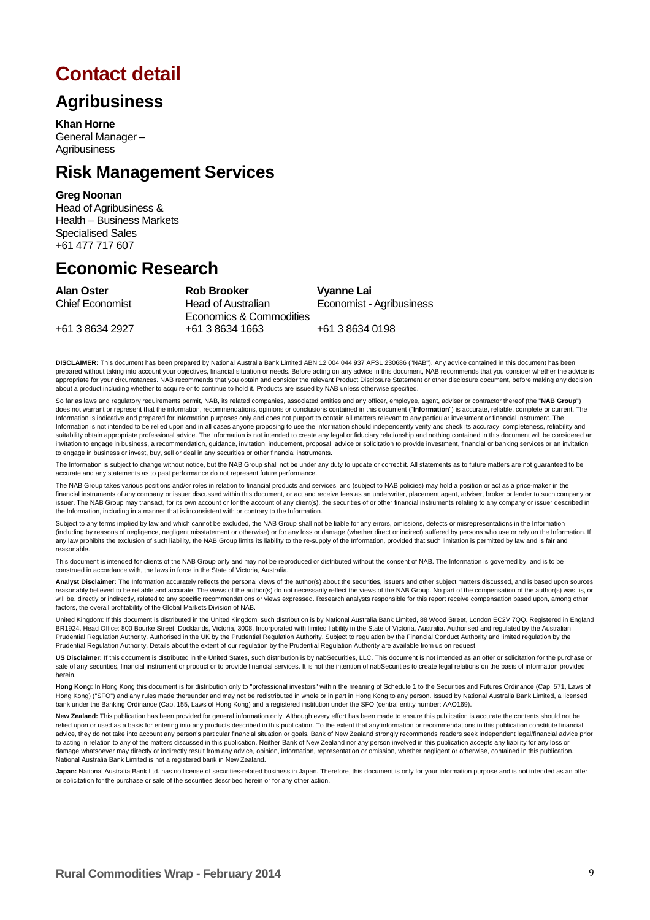# Contact detail

## Agribusiness

**Khan Horne**
General Manager – Agribusiness

## Risk Management Services

**Greg Noonan**
Head of Agribusiness & Health – Business Markets Specialised Sales
+61 477 717 607

## Economic Research

| | | |
|---|---|---|
| **Alan Oster** | **Rob Brooker** | **Vyanne Lai** |
| Chief Economist | Head of Australian Economics & Commodities | Economist - Agribusiness |
| +61 3 8634 2927 | +61 3 8634 1663 | +61 3 8634 0198 |

**DISCLAIMER:** This document has been prepared by National Australia Bank Limited ABN 12 004 044 937 AFSL 230686 ("NAB"). Any advice contained in this document has been prepared without taking into account your objectives, financial situation or needs. Before acting on any advice in this document, NAB recommends that you consider whether the advice is appropriate for your circumstances. NAB recommends that you obtain and consider the relevant Product Disclosure Statement or other disclosure document, before making any decision about a product including whether to acquire or to continue to hold it. Products are issued by NAB unless otherwise specified.

So far as laws and regulatory requirements permit, NAB, its related companies, associated entities and any officer, employee, agent, adviser or contractor thereof (the "**NAB Group**") does not warrant or represent that the information, recommendations, opinions or conclusions contained in this document ("**Information**") is accurate, reliable, complete or current. The Information is indicative and prepared for information purposes only and does not purport to contain all matters relevant to any particular investment or financial instrument. The Information is not intended to be relied upon and in all cases anyone proposing to use the Information should independently verify and check its accuracy, completeness, reliability and suitability obtain appropriate professional advice. The Information is not intended to create any legal or fiduciary relationship and nothing contained in this document will be considered an invitation to engage in business, a recommendation, guidance, invitation, inducement, proposal, advice or solicitation to provide investment, financial or banking services or an invitation to engage in business or invest, buy, sell or deal in any securities or other financial instruments.

The Information is subject to change without notice, but the NAB Group shall not be under any duty to update or correct it. All statements as to future matters are not guaranteed to be accurate and any statements as to past performance do not represent future performance.

The NAB Group takes various positions and/or roles in relation to financial products and services, and (subject to NAB policies) may hold a position or act as a price-maker in the financial instruments of any company or issuer discussed within this document, or act and receive fees as an underwriter, placement agent, adviser, broker or lender to such company or issuer. The NAB Group may transact, for its own account or for the account of any client(s), the securities of or other financial instruments relating to any company or issuer described in the Information, including in a manner that is inconsistent with or contrary to the Information.

Subject to any terms implied by law and which cannot be excluded, the NAB Group shall not be liable for any errors, omissions, defects or misrepresentations in the Information (including by reasons of negligence, negligent misstatement or otherwise) or for any loss or damage (whether direct or indirect) suffered by persons who use or rely on the Information. If any law prohibits the exclusion of such liability, the NAB Group limits its liability to the re-supply of the Information, provided that such limitation is permitted by law and is fair and reasonable.

This document is intended for clients of the NAB Group only and may not be reproduced or distributed without the consent of NAB. The Information is governed by, and is to be construed in accordance with, the laws in force in the State of Victoria, Australia.

**Analyst Disclaimer:** The Information accurately reflects the personal views of the author(s) about the securities, issuers and other subject matters discussed, and is based upon sources reasonably believed to be reliable and accurate. The views of the author(s) do not necessarily reflect the views of the NAB Group. No part of the compensation of the author(s) was, is, or will be, directly or indirectly, related to any specific recommendations or views expressed. Research analysts responsible for this report receive compensation based upon, among other factors, the overall profitability of the Global Markets Division of NAB.

United Kingdom: If this document is distributed in the United Kingdom, such distribution is by National Australia Bank Limited, 88 Wood Street, London EC2V 7QQ. Registered in England BR1924. Head Office: 800 Bourke Street, Docklands, Victoria, 3008. Incorporated with limited liability in the State of Victoria, Australia. Authorised and regulated by the Australian Prudential Regulation Authority. Authorised in the UK by the Prudential Regulation Authority. Subject to regulation by the Financial Conduct Authority and limited regulation by the Prudential Regulation Authority. Details about the extent of our regulation by the Prudential Regulation Authority are available from us on request.

**US Disclaimer:** If this document is distributed in the United States, such distribution is by nabSecurities, LLC. This document is not intended as an offer or solicitation for the purchase or sale of any securities, financial instrument or product or to provide financial services. It is not the intention of nabSecurities to create legal relations on the basis of information provided herein.

**Hong Kong**: In Hong Kong this document is for distribution only to "professional investors" within the meaning of Schedule 1 to the Securities and Futures Ordinance (Cap. 571, Laws of Hong Kong) ("SFO") and any rules made thereunder and may not be redistributed in whole or in part in Hong Kong to any person. Issued by National Australia Bank Limited, a licensed bank under the Banking Ordinance (Cap. 155, Laws of Hong Kong) and a registered institution under the SFO (central entity number: AAO169).

**New Zealand:** This publication has been provided for general information only. Although every effort has been made to ensure this publication is accurate the contents should not be relied upon or used as a basis for entering into any products described in this publication. To the extent that any information or recommendations in this publication constitute financial advice, they do not take into account any person's particular financial situation or goals. Bank of New Zealand strongly recommends readers seek independent legal/financial advice prior to acting in relation to any of the matters discussed in this publication. Neither Bank of New Zealand nor any person involved in this publication accepts any liability for any loss or damage whatsoever may directly or indirectly result from any advice, opinion, information, representation or omission, whether negligent or otherwise, contained in this publication. National Australia Bank Limited is not a registered bank in New Zealand.

**Japan:** National Australia Bank Ltd. has no license of securities-related business in Japan. Therefore, this document is only for your information purpose and is not intended as an offer or solicitation for the purchase or sale of the securities described herein or for any other action.